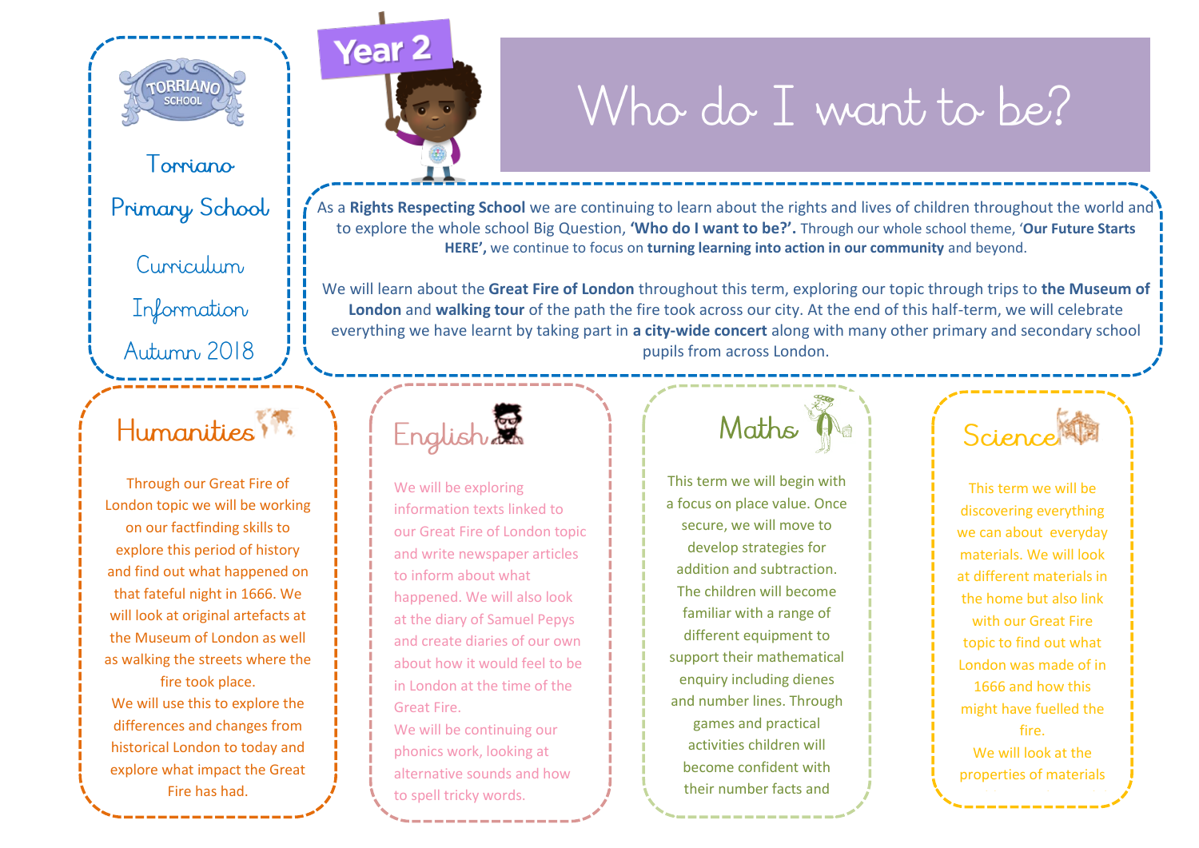Torriano Primary School

Curriculum Information

Autumn 2018

Year 2

# Who do I want to be?

As a **Rights Respecting School** we are continuing to learn about the rights and lives of children throughout the world and to explore the whole school Big Question, **'Who do I want to be?'.** Through our whole school theme, '**Our Future Starts HERE',** we continue to focus on **turning learning into action in our community** and beyond.

We will learn about the **Great Fire of London** throughout this term, exploring our topic through trips to **the Museum of London** and **walking tour** of the path the fire took across our city. At the end of this half-term, we will celebrate everything we have learnt by taking part in **a city-wide concert** along with many other primary and secondary school pupils from across London.

## Humanities

Through our Great Fire of London topic we will be working on our factfinding skills to explore this period of history and find out what happened on that fateful night in 1666. We will look at original artefacts at the Museum of London as well as walking the streets where the fire took place.
We will use this to explore the differences and changes from historical London to today and explore what impact the Great Fire has had.

## English

We will be exploring information texts linked to our Great Fire of London topic and write newspaper articles to inform about what happened. We will also look at the diary of Samuel Pepys and create diaries of our own about how it would feel to be in London at the time of the Great Fire.
We will be continuing our phonics work, looking at alternative sounds and how to spell tricky words.

## Maths

This term we will begin with a focus on place value. Once secure, we will move to develop strategies for addition and subtraction. The children will become familiar with a range of different equipment to support their mathematical enquiry including dienes and number lines. Through games and practical activities children will become confident with their number facts and

## Science

This term we will be discovering everything we can about everyday materials. We will look at different materials in the home but also link with our Great Fire topic to find out what London was made of in 1666 and how this might have fuelled the fire.
We will look at the properties of materials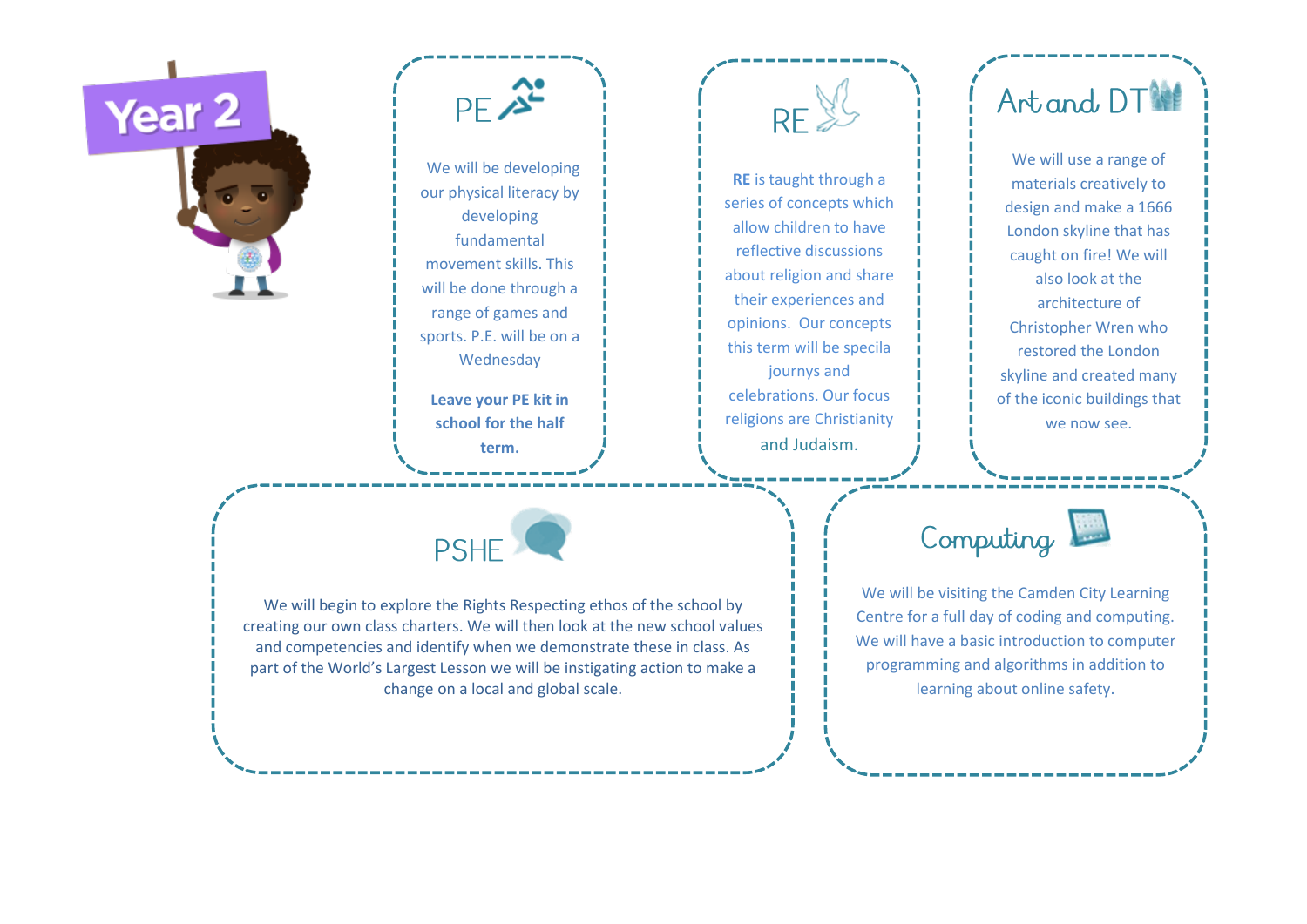Year 2

## PE

We will be developing our physical literacy by developing fundamental movement skills. This will be done through a range of games and sports. P.E. will be on a Wednesday

**Leave your PE kit in school for the half term.**

## RE

**RE** is taught through a series of concepts which allow children to have reflective discussions about religion and share their experiences and opinions. Our concepts this term will be specila journys and celebrations. Our focus religions are Christianity and Judaism.

## Art and DT

We will use a range of materials creatively to design and make a 1666 London skyline that has caught on fire! We will also look at the architecture of Christopher Wren who restored the London skyline and created many of the iconic buildings that we now see.

## PSHE

We will begin to explore the Rights Respecting ethos of the school by creating our own class charters. We will then look at the new school values and competencies and identify when we demonstrate these in class. As part of the World's Largest Lesson we will be instigating action to make a change on a local and global scale.

## Computing

We will be visiting the Camden City Learning Centre for a full day of coding and computing. We will have a basic introduction to computer programming and algorithms in addition to learning about online safety.